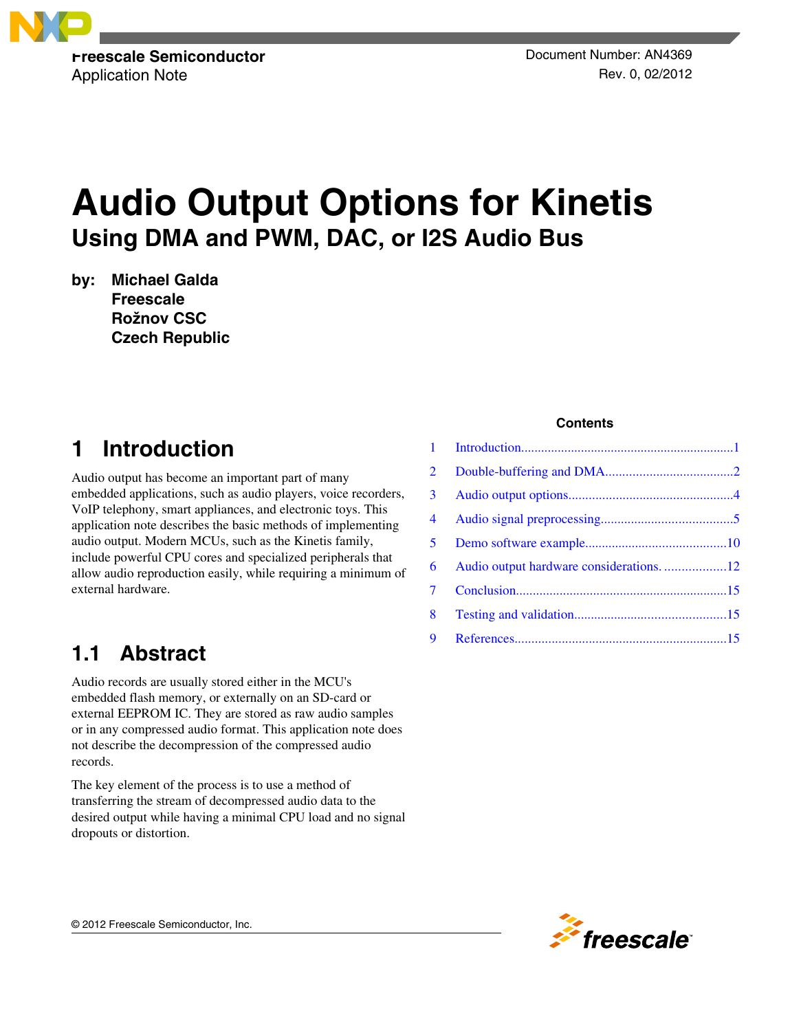Freescale Semiconductor
Application Note

Document Number: AN4369
Rev. 0, 02/2012

# Audio Output Options for Kinetis
## Using DMA and PWM, DAC, or I2S Audio Bus

**by: Michael Galda**
**Freescale**
**Rožnov CSC**
**Czech Republic**

## 1 Introduction

Audio output has become an important part of many embedded applications, such as audio players, voice recorders, VoIP telephony, smart appliances, and electronic toys. This application note describes the basic methods of implementing audio output. Modern MCUs, such as the Kinetis family, include powerful CPU cores and specialized peripherals that allow audio reproduction easily, while requiring a minimum of external hardware.

### 1.1 Abstract

Audio records are usually stored either in the MCU's embedded flash memory, or externally on an SD-card or external EEPROM IC. They are stored as raw audio samples or in any compressed audio format. This application note does not describe the decompression of the compressed audio records.

The key element of the process is to use a method of transferring the stream of decompressed audio data to the desired output while having a minimal CPU load and no signal dropouts or distortion.

**Contents**

| | | |
|---|---|---|
| 1 | Introduction | 1 |
| 2 | Double-buffering and DMA | 2 |
| 3 | Audio output options | 4 |
| 4 | Audio signal preprocessing | 5 |
| 5 | Demo software example | 10 |
| 6 | Audio output hardware considerations. | 12 |
| 7 | Conclusion | 15 |
| 8 | Testing and validation | 15 |
| 9 | References | 15 |

© 2012 Freescale Semiconductor, Inc.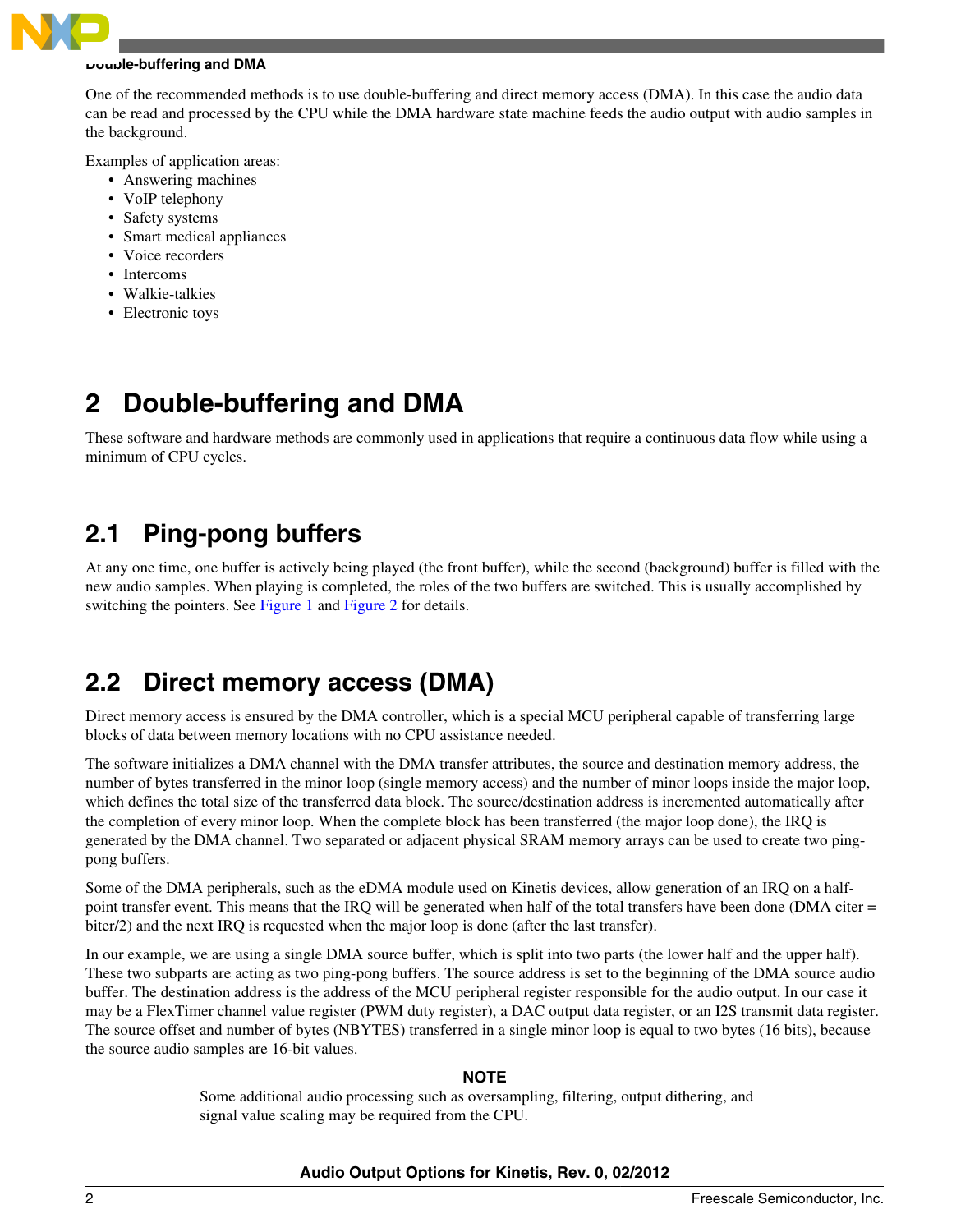## Double-buffering and DMA

One of the recommended methods is to use double-buffering and direct memory access (DMA). In this case the audio data can be read and processed by the CPU while the DMA hardware state machine feeds the audio output with audio samples in the background.

Examples of application areas:

- Answering machines
- VoIP telephony
- Safety systems
- Smart medical appliances
- Voice recorders
- Intercoms
- Walkie-talkies
- Electronic toys

# 2 Double-buffering and DMA

These software and hardware methods are commonly used in applications that require a continuous data flow while using a minimum of CPU cycles.

## 2.1 Ping-pong buffers

At any one time, one buffer is actively being played (the front buffer), while the second (background) buffer is filled with the new audio samples. When playing is completed, the roles of the two buffers are switched. This is usually accomplished by switching the pointers. See Figure 1 and Figure 2 for details.

## 2.2 Direct memory access (DMA)

Direct memory access is ensured by the DMA controller, which is a special MCU peripheral capable of transferring large blocks of data between memory locations with no CPU assistance needed.

The software initializes a DMA channel with the DMA transfer attributes, the source and destination memory address, the number of bytes transferred in the minor loop (single memory access) and the number of minor loops inside the major loop, which defines the total size of the transferred data block. The source/destination address is incremented automatically after the completion of every minor loop. When the complete block has been transferred (the major loop done), the IRQ is generated by the DMA channel. Two separated or adjacent physical SRAM memory arrays can be used to create two ping-pong buffers.

Some of the DMA peripherals, such as the eDMA module used on Kinetis devices, allow generation of an IRQ on a half-point transfer event. This means that the IRQ will be generated when half of the total transfers have been done (DMA citer = biter/2) and the next IRQ is requested when the major loop is done (after the last transfer).

In our example, we are using a single DMA source buffer, which is split into two parts (the lower half and the upper half). These two subparts are acting as two ping-pong buffers. The source address is set to the beginning of the DMA source audio buffer. The destination address is the address of the MCU peripheral register responsible for the audio output. In our case it may be a FlexTimer channel value register (PWM duty register), a DAC output data register, or an I2S transmit data register. The source offset and number of bytes (NBYTES) transferred in a single minor loop is equal to two bytes (16 bits), because the source audio samples are 16-bit values.

**NOTE**

Some additional audio processing such as oversampling, filtering, output dithering, and signal value scaling may be required from the CPU.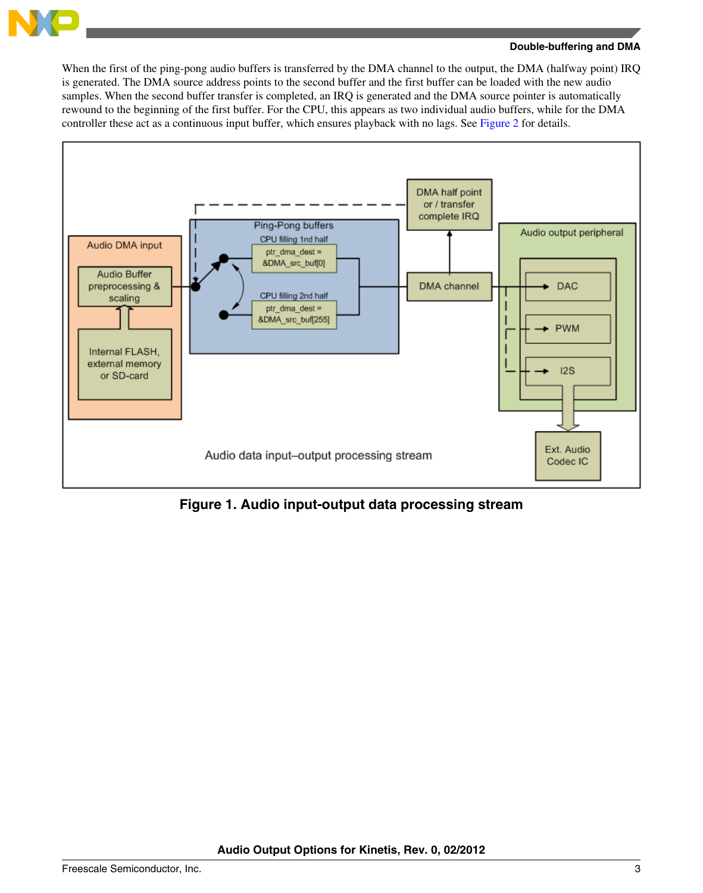When the first of the ping-pong audio buffers is transferred by the DMA channel to the output, the DMA (halfway point) IRQ is generated. The DMA source address points to the second buffer and the first buffer can be loaded with the new audio samples. When the second buffer transfer is completed, an IRQ is generated and the DMA source pointer is automatically rewound to the beginning of the first buffer. For the CPU, this appears as two individual audio buffers, while for the DMA controller these act as a continuous input buffer, which ensures playback with no lags. See Figure 2 for details.

**Figure 1. Audio input-output data processing stream**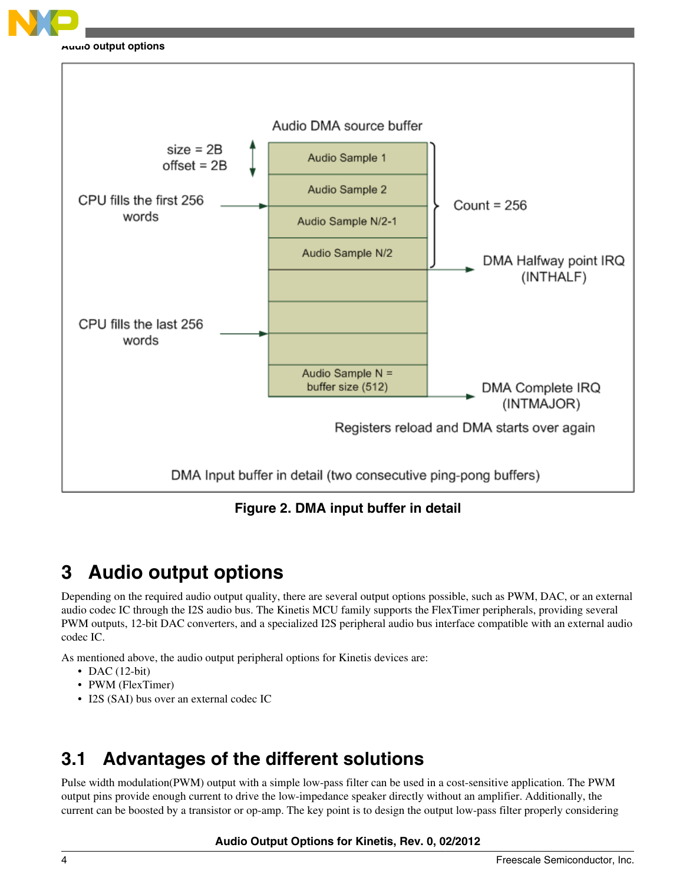Audio DMA source buffer

size = 2B
offset = 2B

CPU fills the first 256 words

Audio Sample 1

Audio Sample 2

Audio Sample N/2-1

Audio Sample N/2

Count = 256

DMA Halfway point IRQ (INTHALF)

CPU fills the last 256 words

Audio Sample N = buffer size (512)

DMA Complete IRQ (INTMAJOR)

Registers reload and DMA starts over again

DMA Input buffer in detail (two consecutive ping-pong buffers)

**Figure 2. DMA input buffer in detail**

# 3 Audio output options

Depending on the required audio output quality, there are several output options possible, such as PWM, DAC, or an external audio codec IC through the I2S audio bus. The Kinetis MCU family supports the FlexTimer peripherals, providing several PWM outputs, 12-bit DAC converters, and a specialized I2S peripheral audio bus interface compatible with an external audio codec IC.

As mentioned above, the audio output peripheral options for Kinetis devices are:

- DAC (12-bit)
- PWM (FlexTimer)
- I2S (SAI) bus over an external codec IC

## 3.1 Advantages of the different solutions

Pulse width modulation(PWM) output with a simple low-pass filter can be used in a cost-sensitive application. The PWM output pins provide enough current to drive the low-impedance speaker directly without an amplifier. Additionally, the current can be boosted by a transistor or op-amp. The key point is to design the output low-pass filter properly considering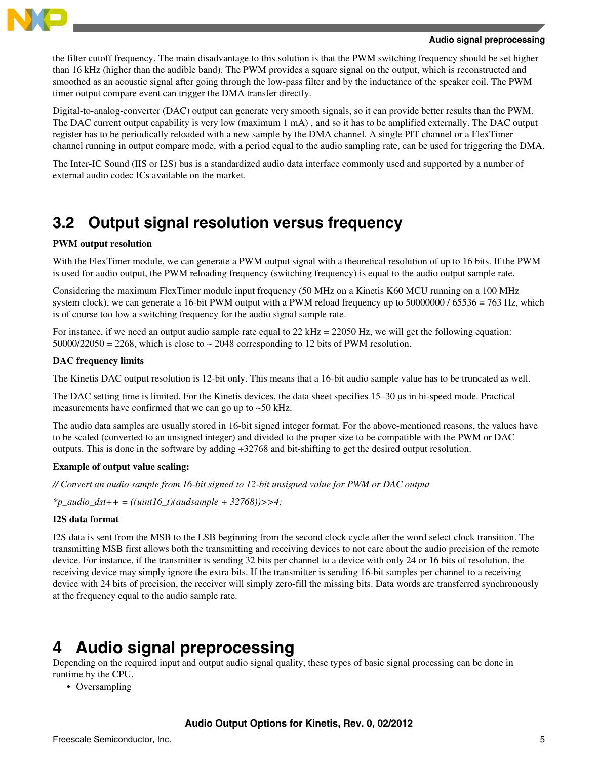the filter cutoff frequency. The main disadvantage to this solution is that the PWM switching frequency should be set higher than 16 kHz (higher than the audible band). The PWM provides a square signal on the output, which is reconstructed and smoothed as an acoustic signal after going through the low-pass filter and by the inductance of the speaker coil. The PWM timer output compare event can trigger the DMA transfer directly.

Digital-to-analog-converter (DAC) output can generate very smooth signals, so it can provide better results than the PWM. The DAC current output capability is very low (maximum 1 mA) , and so it has to be amplified externally. The DAC output register has to be periodically reloaded with a new sample by the DMA channel. A single PIT channel or a FlexTimer channel running in output compare mode, with a period equal to the audio sampling rate, can be used for triggering the DMA.

The Inter-IC Sound (IIS or I2S) bus is a standardized audio data interface commonly used and supported by a number of external audio codec ICs available on the market.

## 3.2 Output signal resolution versus frequency

**PWM output resolution**

With the FlexTimer module, we can generate a PWM output signal with a theoretical resolution of up to 16 bits. If the PWM is used for audio output, the PWM reloading frequency (switching frequency) is equal to the audio output sample rate.

Considering the maximum FlexTimer module input frequency (50 MHz on a Kinetis K60 MCU running on a 100 MHz system clock), we can generate a 16-bit PWM output with a PWM reload frequency up to 50000000 / 65536 = 763 Hz, which is of course too low a switching frequency for the audio signal sample rate.

For instance, if we need an output audio sample rate equal to 22 kHz = 22050 Hz, we will get the following equation: 50000/22050 = 2268, which is close to ~ 2048 corresponding to 12 bits of PWM resolution.

**DAC frequency limits**

The Kinetis DAC output resolution is 12-bit only. This means that a 16-bit audio sample value has to be truncated as well.

The DAC setting time is limited. For the Kinetis devices, the data sheet specifies 15–30 µs in hi-speed mode. Practical measurements have confirmed that we can go up to ~50 kHz.

The audio data samples are usually stored in 16-bit signed integer format. For the above-mentioned reasons, the values have to be scaled (converted to an unsigned integer) and divided to the proper size to be compatible with the PWM or DAC outputs. This is done in the software by adding +32768 and bit-shifting to get the desired output resolution.

**Example of output value scaling:**

```
// Convert an audio sample from 16-bit signed to 12-bit unsigned value for PWM or DAC output
*p_audio_dst++ = ((uint16_t)(audsample + 32768))>>4;
```

**I2S data format**

I2S data is sent from the MSB to the LSB beginning from the second clock cycle after the word select clock transition. The transmitting MSB first allows both the transmitting and receiving devices to not care about the audio precision of the remote device. For instance, if the transmitter is sending 32 bits per channel to a device with only 24 or 16 bits of resolution, the receiving device may simply ignore the extra bits. If the transmitter is sending 16-bit samples per channel to a receiving device with 24 bits of precision, the receiver will simply zero-fill the missing bits. Data words are transferred synchronously at the frequency equal to the audio sample rate.

# 4 Audio signal preprocessing

Depending on the required input and output audio signal quality, these types of basic signal processing can be done in runtime by the CPU.

- Oversampling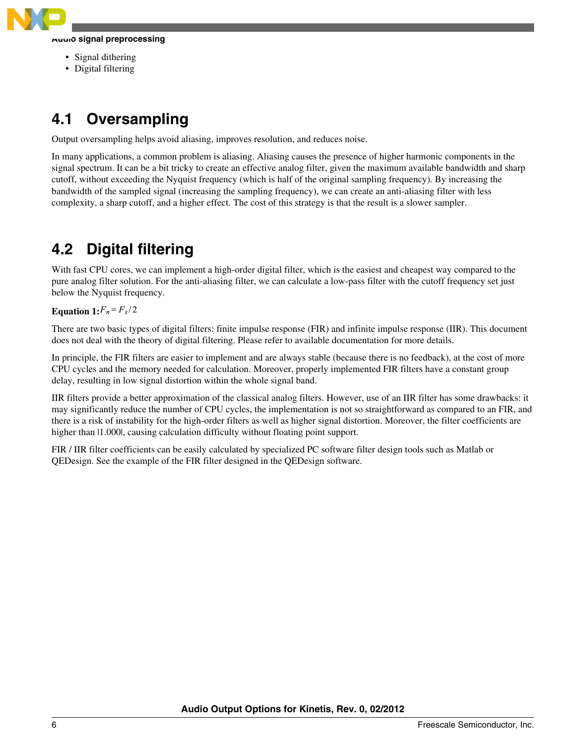- Signal dithering
- Digital filtering

## 4.1 Oversampling

Output oversampling helps avoid aliasing, improves resolution, and reduces noise.

In many applications, a common problem is aliasing. Aliasing causes the presence of higher harmonic components in the signal spectrum. It can be a bit tricky to create an effective analog filter, given the maximum available bandwidth and sharp cutoff, without exceeding the Nyquist frequency (which is half of the original sampling frequency). By increasing the bandwidth of the sampled signal (increasing the sampling frequency), we can create an anti-aliasing filter with less complexity, a sharp cutoff, and a higher effect. The cost of this strategy is that the result is a slower sampler.

## 4.2 Digital filtering

With fast CPU cores, we can implement a high-order digital filter, which is the easiest and cheapest way compared to the pure analog filter solution. For the anti-aliasing filter, we can calculate a low-pass filter with the cutoff frequency set just below the Nyquist frequency.

**Equation 1:** $F_n = F_s / 2$

There are two basic types of digital filters: finite impulse response (FIR) and infinite impulse response (IIR). This document does not deal with the theory of digital filtering. Please refer to available documentation for more details.

In principle, the FIR filters are easier to implement and are always stable (because there is no feedback), at the cost of more CPU cycles and the memory needed for calculation. Moreover, properly implemented FIR filters have a constant group delay, resulting in low signal distortion within the whole signal band.

IIR filters provide a better approximation of the classical analog filters. However, use of an IIR filter has some drawbacks: it may significantly reduce the number of CPU cycles, the implementation is not so straightforward as compared to an FIR, and there is a risk of instability for the high-order filters as well as higher signal distortion. Moreover, the filter coefficients are higher than |1.000|, causing calculation difficulty without floating point support.

FIR / IIR filter coefficients can be easily calculated by specialized PC software filter design tools such as Matlab or QEDesign. See the example of the FIR filter designed in the QEDesign software.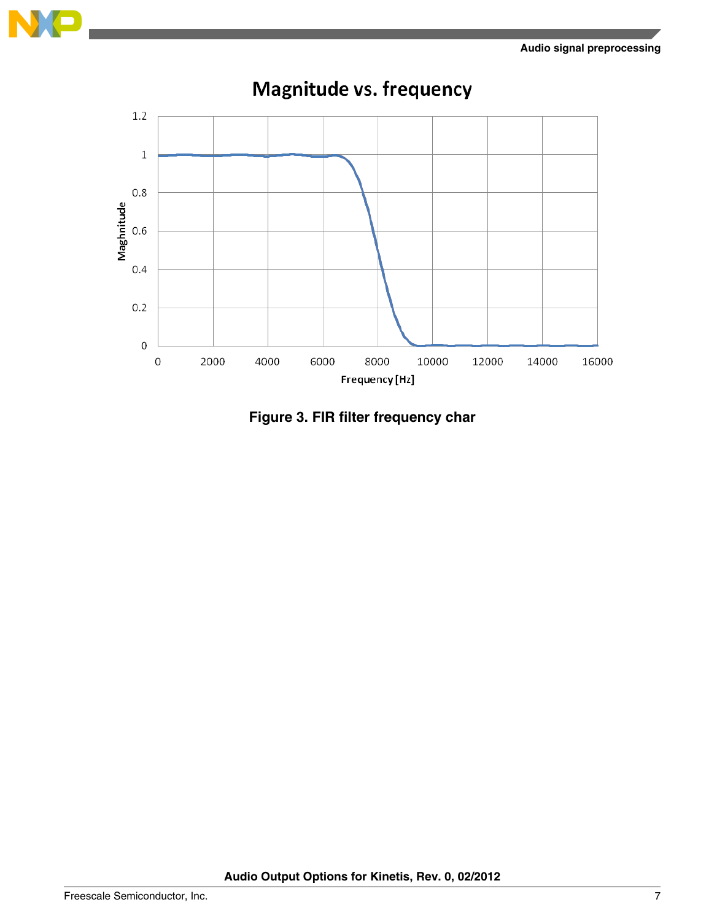Figure 3. FIR filter frequency char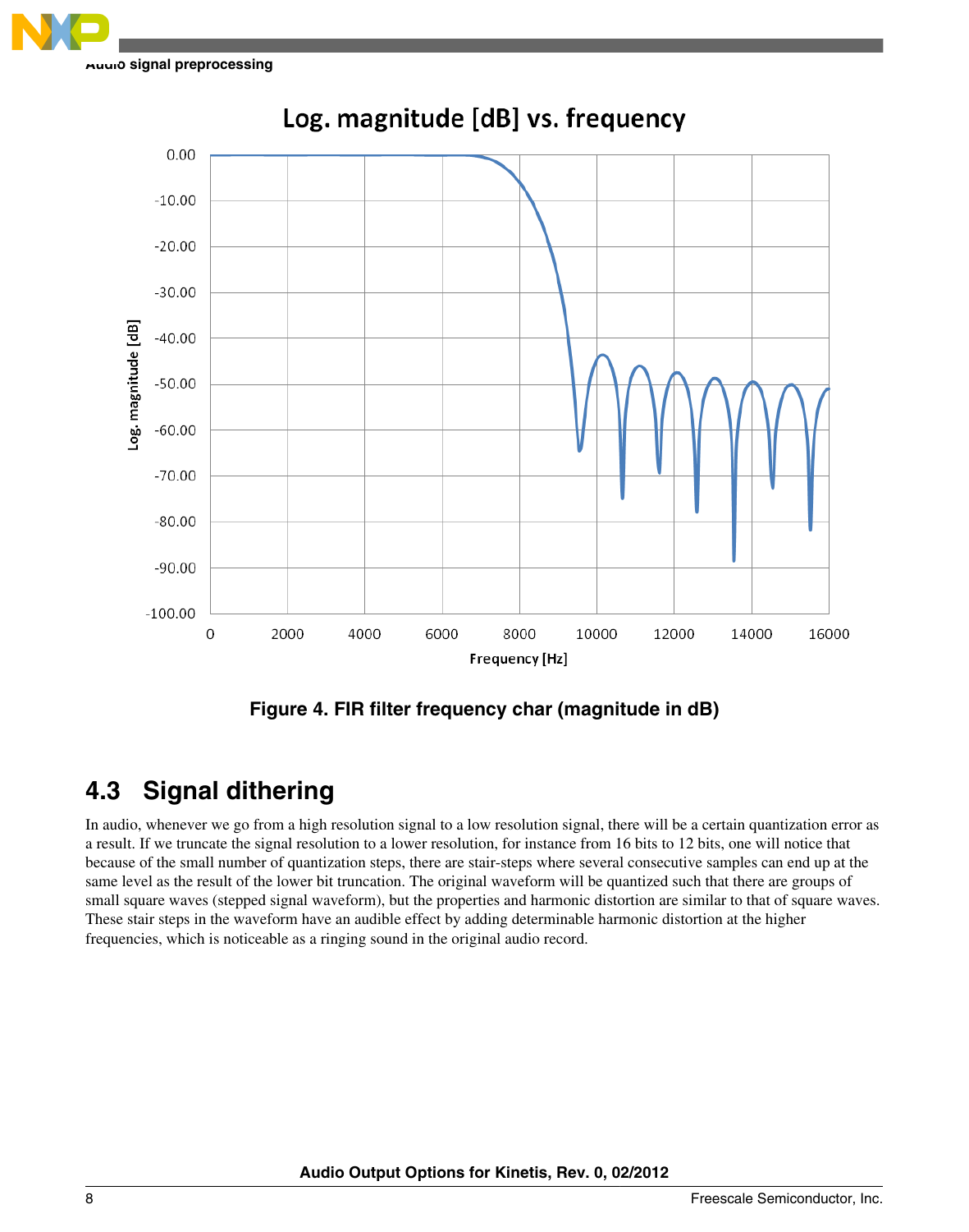Figure 4. FIR filter frequency char (magnitude in dB)

## 4.3 Signal dithering

In audio, whenever we go from a high resolution signal to a low resolution signal, there will be a certain quantization error as a result. If we truncate the signal resolution to a lower resolution, for instance from 16 bits to 12 bits, one will notice that because of the small number of quantization steps, there are stair-steps where several consecutive samples can end up at the same level as the result of the lower bit truncation. The original waveform will be quantized such that there are groups of small square waves (stepped signal waveform), but the properties and harmonic distortion are similar to that of square waves. These stair steps in the waveform have an audible effect by adding determinable harmonic distortion at the higher frequencies, which is noticeable as a ringing sound in the original audio record.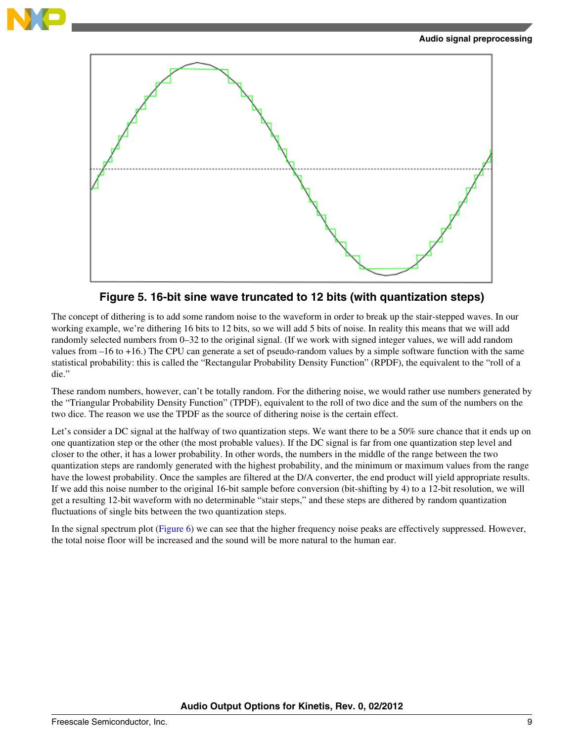**Figure 5. 16-bit sine wave truncated to 12 bits (with quantization steps)**

The concept of dithering is to add some random noise to the waveform in order to break up the stair-stepped waves. In our working example, we're dithering 16 bits to 12 bits, so we will add 5 bits of noise. In reality this means that we will add randomly selected numbers from 0–32 to the original signal. (If we work with signed integer values, we will add random values from –16 to +16.) The CPU can generate a set of pseudo-random values by a simple software function with the same statistical probability: this is called the "Rectangular Probability Density Function" (RPDF), the equivalent to the "roll of a die."

These random numbers, however, can't be totally random. For the dithering noise, we would rather use numbers generated by the "Triangular Probability Density Function" (TPDF), equivalent to the roll of two dice and the sum of the numbers on the two dice. The reason we use the TPDF as the source of dithering noise is the certain effect.

Let's consider a DC signal at the halfway of two quantization steps. We want there to be a 50% sure chance that it ends up on one quantization step or the other (the most probable values). If the DC signal is far from one quantization step level and closer to the other, it has a lower probability. In other words, the numbers in the middle of the range between the two quantization steps are randomly generated with the highest probability, and the minimum or maximum values from the range have the lowest probability. Once the samples are filtered at the D/A converter, the end product will yield appropriate results. If we add this noise number to the original 16-bit sample before conversion (bit-shifting by 4) to a 12-bit resolution, we will get a resulting 12-bit waveform with no determinable "stair steps," and these steps are dithered by random quantization fluctuations of single bits between the two quantization steps.

In the signal spectrum plot (Figure 6) we can see that the higher frequency noise peaks are effectively suppressed. However, the total noise floor will be increased and the sound will be more natural to the human ear.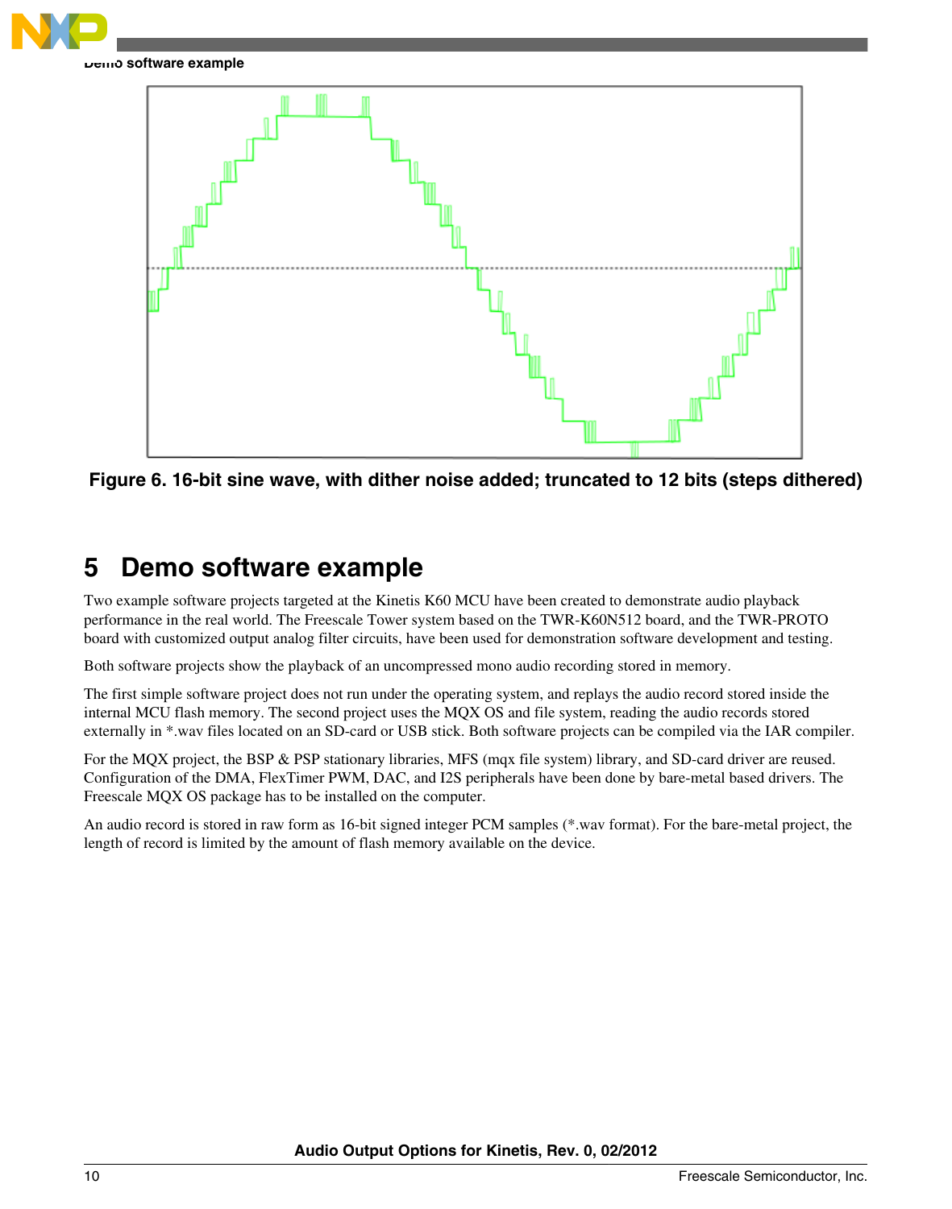Figure 6. 16-bit sine wave, with dither noise added; truncated to 12 bits (steps dithered)

## 5 Demo software example

Two example software projects targeted at the Kinetis K60 MCU have been created to demonstrate audio playback performance in the real world. The Freescale Tower system based on the TWR-K60N512 board, and the TWR-PROTO board with customized output analog filter circuits, have been used for demonstration software development and testing.

Both software projects show the playback of an uncompressed mono audio recording stored in memory.

The first simple software project does not run under the operating system, and replays the audio record stored inside the internal MCU flash memory. The second project uses the MQX OS and file system, reading the audio records stored externally in *.wav files located on an SD-card or USB stick. Both software projects can be compiled via the IAR compiler.

For the MQX project, the BSP & PSP stationary libraries, MFS (mqx file system) library, and SD-card driver are reused. Configuration of the DMA, FlexTimer PWM, DAC, and I2S peripherals have been done by bare-metal based drivers. The Freescale MQX OS package has to be installed on the computer.

An audio record is stored in raw form as 16-bit signed integer PCM samples (*.wav format). For the bare-metal project, the length of record is limited by the amount of flash memory available on the device.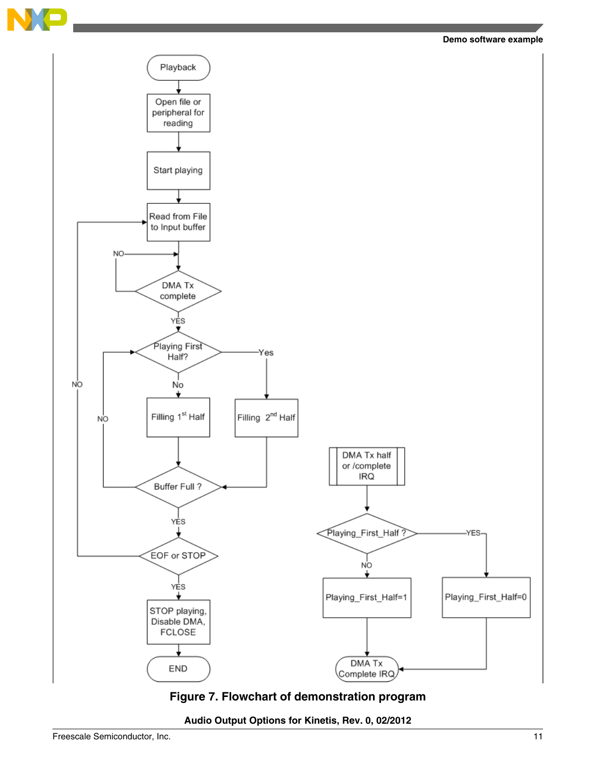Playback

Open file or peripheral for reading

Start playing

Read from File to Input buffer

DMA Tx complete

NO

YES

Playing First Half?

Yes

No

Filling 1st Half

Filling 2nd Half

Buffer Full ?

NO

YES

EOF or STOP

NO

YES

STOP playing, Disable DMA, FCLOSE

END

DMA Tx half or /complete IRQ

Playing_First_Half ?

YES

NO

Playing_First_Half=1

Playing_First_Half=0

DMA Tx Complete IRQ

**Figure 7. Flowchart of demonstration program**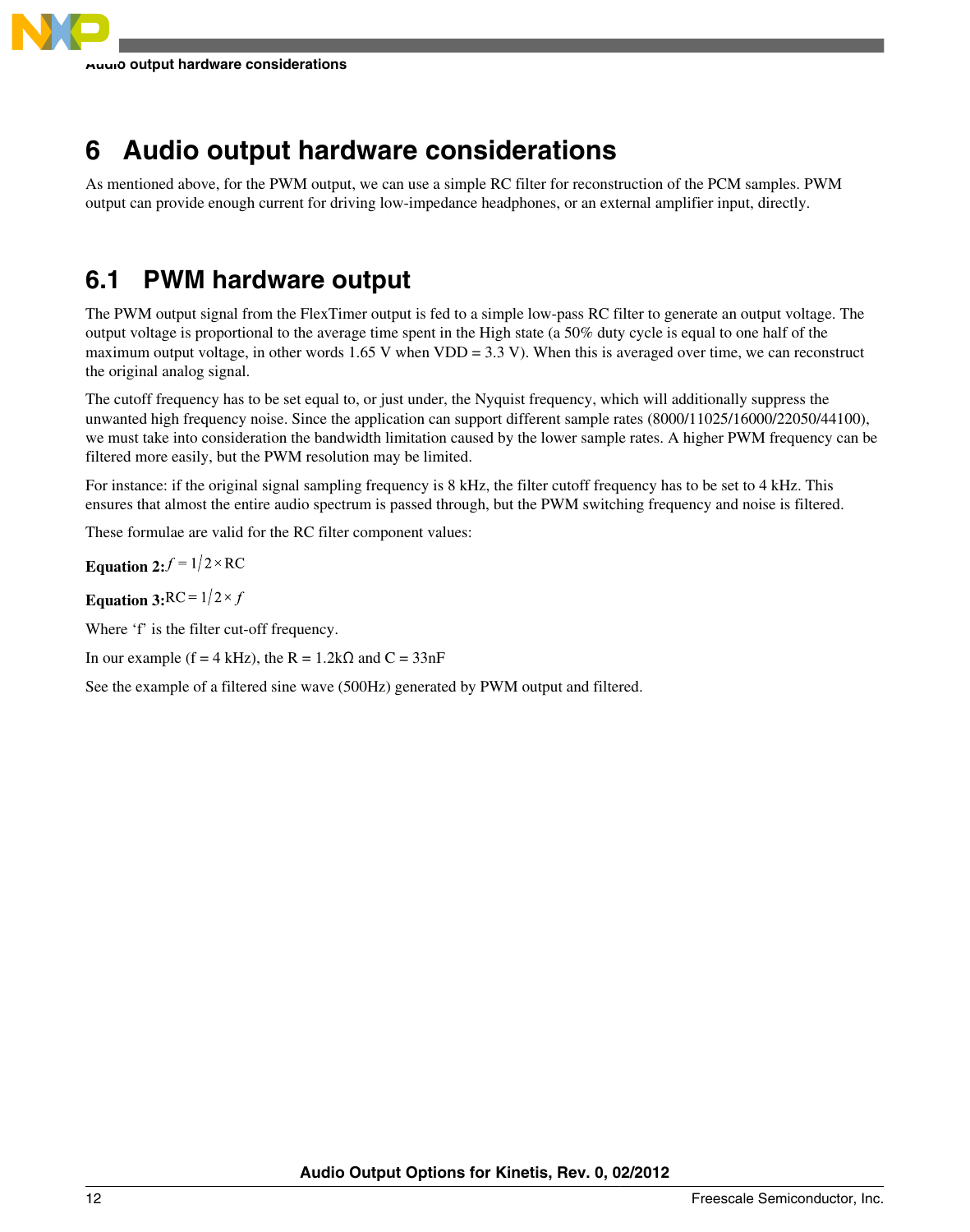# 6 Audio output hardware considerations

As mentioned above, for the PWM output, we can use a simple RC filter for reconstruction of the PCM samples. PWM output can provide enough current for driving low-impedance headphones, or an external amplifier input, directly.

## 6.1 PWM hardware output

The PWM output signal from the FlexTimer output is fed to a simple low-pass RC filter to generate an output voltage. The output voltage is proportional to the average time spent in the High state (a 50% duty cycle is equal to one half of the maximum output voltage, in other words 1.65 V when VDD = 3.3 V). When this is averaged over time, we can reconstruct the original analog signal.

The cutoff frequency has to be set equal to, or just under, the Nyquist frequency, which will additionally suppress the unwanted high frequency noise. Since the application can support different sample rates (8000/11025/16000/22050/44100), we must take into consideration the bandwidth limitation caused by the lower sample rates. A higher PWM frequency can be filtered more easily, but the PWM resolution may be limited.

For instance: if the original signal sampling frequency is 8 kHz, the filter cutoff frequency has to be set to 4 kHz. This ensures that almost the entire audio spectrum is passed through, but the PWM switching frequency and noise is filtered.

These formulae are valid for the RC filter component values:

**Equation 2:** $f = 1/2 \times \mathrm{RC}$

**Equation 3:** $\mathrm{RC} = 1/2 \times f$

Where 'f' is the filter cut-off frequency.

In our example (f = 4 kHz), the R = 1.2kΩ and C = 33nF

See the example of a filtered sine wave (500Hz) generated by PWM output and filtered.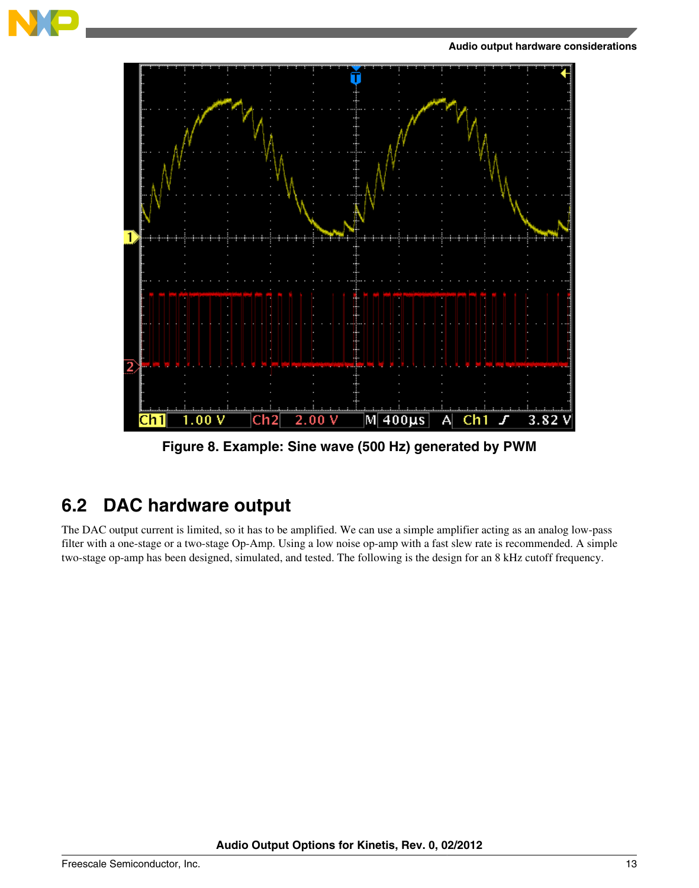Figure 8. Example: Sine wave (500 Hz) generated by PWM

## 6.2 DAC hardware output

The DAC output current is limited, so it has to be amplified. We can use a simple amplifier acting as an analog low-pass filter with a one-stage or a two-stage Op-Amp. Using a low noise op-amp with a fast slew rate is recommended. A simple two-stage op-amp has been designed, simulated, and tested. The following is the design for an 8 kHz cutoff frequency.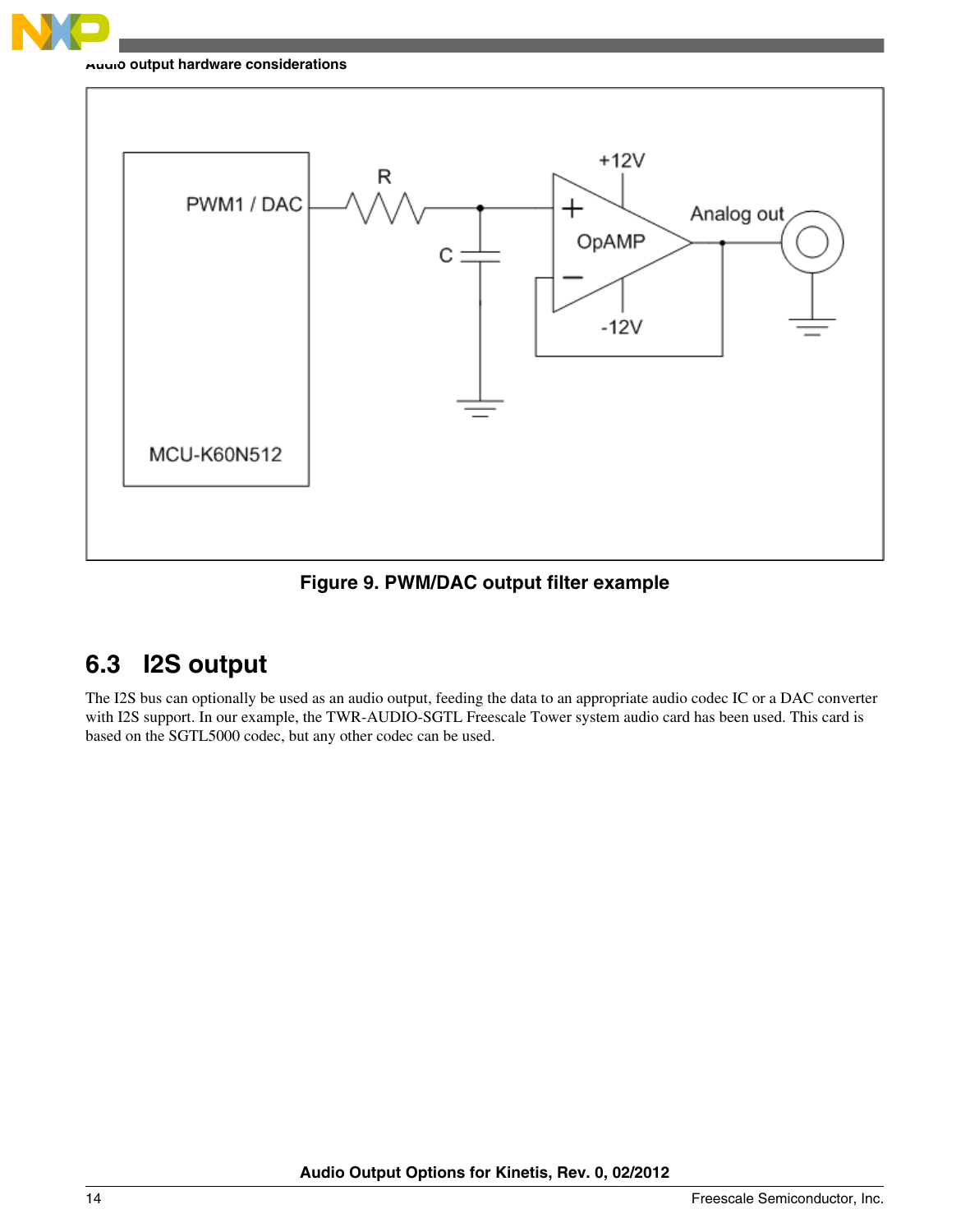Figure 9. PWM/DAC output filter example

## 6.3 I2S output

The I2S bus can optionally be used as an audio output, feeding the data to an appropriate audio codec IC or a DAC converter with I2S support. In our example, the TWR-AUDIO-SGTL Freescale Tower system audio card has been used. This card is based on the SGTL5000 codec, but any other codec can be used.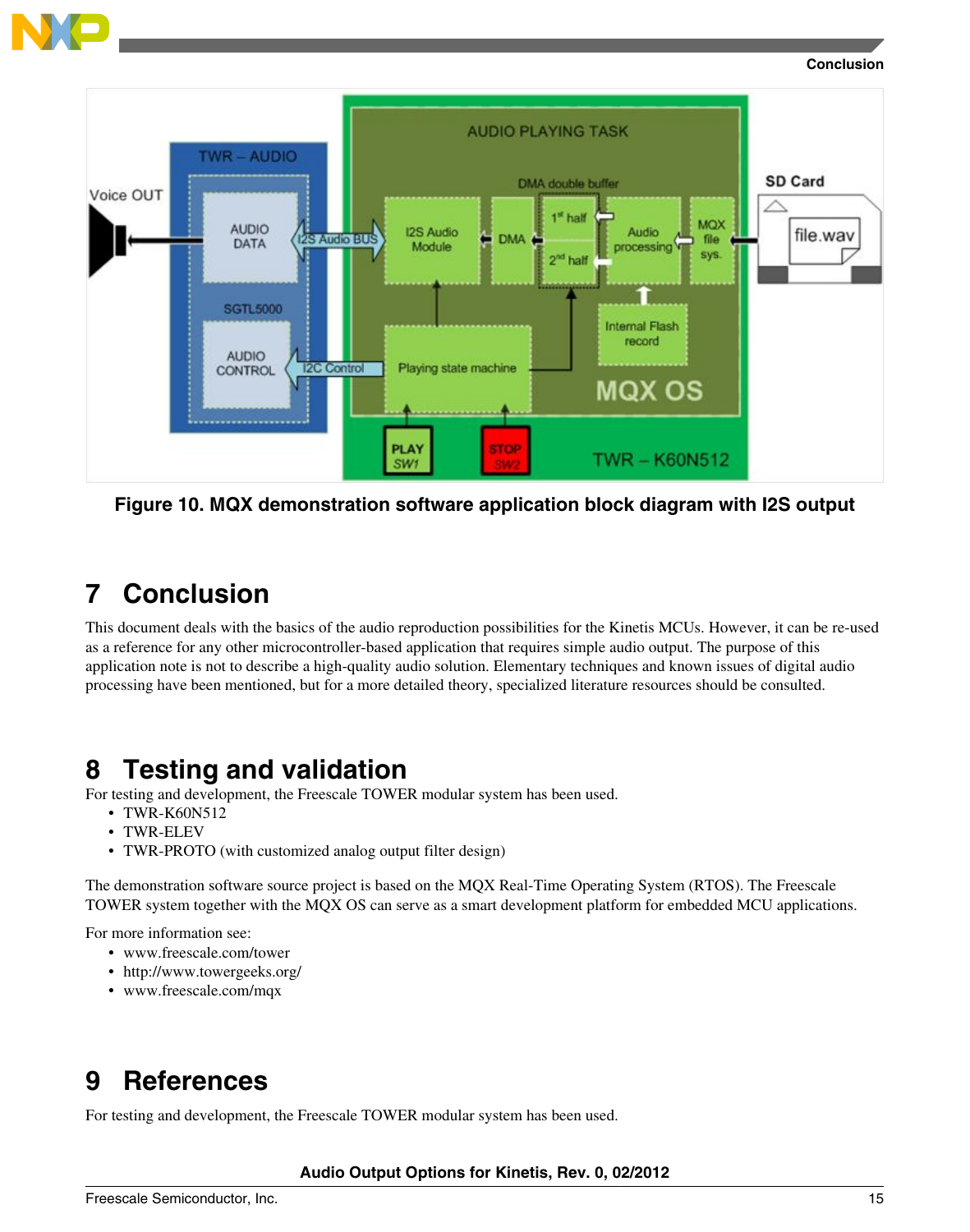Figure 10. MQX demonstration software application block diagram with I2S output

## 7 Conclusion

This document deals with the basics of the audio reproduction possibilities for the Kinetis MCUs. However, it can be re-used as a reference for any other microcontroller-based application that requires simple audio output. The purpose of this application note is not to describe a high-quality audio solution. Elementary techniques and known issues of digital audio processing have been mentioned, but for a more detailed theory, specialized literature resources should be consulted.

## 8 Testing and validation

For testing and development, the Freescale TOWER modular system has been used.

- TWR-K60N512
- TWR-ELEV
- TWR-PROTO (with customized analog output filter design)

The demonstration software source project is based on the MQX Real-Time Operating System (RTOS). The Freescale TOWER system together with the MQX OS can serve as a smart development platform for embedded MCU applications.

For more information see:

- www.freescale.com/tower
- http://www.towergeeks.org/
- www.freescale.com/mqx

## 9 References

For testing and development, the Freescale TOWER modular system has been used.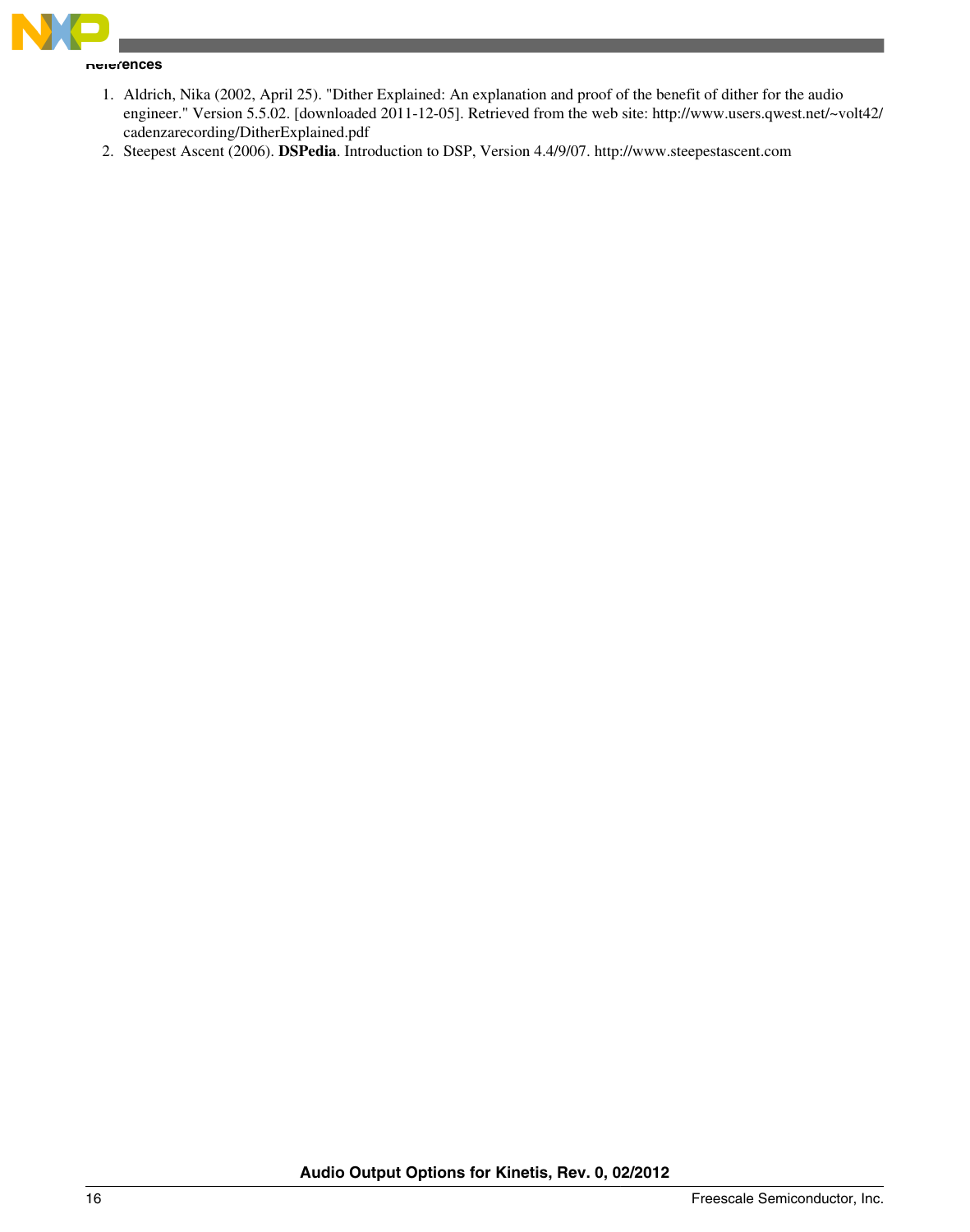## References

1. Aldrich, Nika (2002, April 25). "Dither Explained: An explanation and proof of the benefit of dither for the audio engineer." Version 5.5.02. [downloaded 2011-12-05]. Retrieved from the web site: http://www.users.qwest.net/~volt42/cadenzarecording/DitherExplained.pdf
2. Steepest Ascent (2006). **DSPedia**. Introduction to DSP, Version 4.4/9/07. http://www.steepestascent.com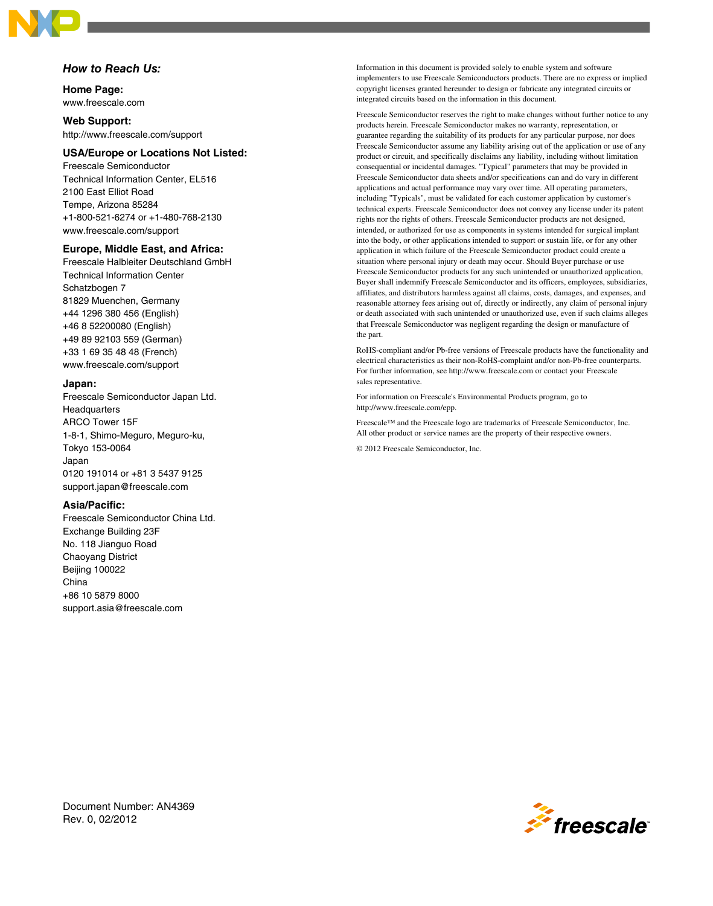*How to Reach Us:*

**Home Page:**
www.freescale.com

**Web Support:**
http://www.freescale.com/support

**USA/Europe or Locations Not Listed:**
Freescale Semiconductor
Technical Information Center, EL516
2100 East Elliot Road
Tempe, Arizona 85284
+1-800-521-6274 or +1-480-768-2130
www.freescale.com/support

**Europe, Middle East, and Africa:**
Freescale Halbleiter Deutschland GmbH
Technical Information Center
Schatzbogen 7
81829 Muenchen, Germany
+44 1296 380 456 (English)
+46 8 52200080 (English)
+49 89 92103 559 (German)
+33 1 69 35 48 48 (French)
www.freescale.com/support

**Japan:**
Freescale Semiconductor Japan Ltd.
Headquarters
ARCO Tower 15F
1-8-1, Shimo-Meguro, Meguro-ku,
Tokyo 153-0064
Japan
0120 191014 or +81 3 5437 9125
support.japan@freescale.com

**Asia/Pacific:**
Freescale Semiconductor China Ltd.
Exchange Building 23F
No. 118 Jianguo Road
Chaoyang District
Beijing 100022
China
+86 10 5879 8000
support.asia@freescale.com

Information in this document is provided solely to enable system and software implementers to use Freescale Semiconductors products. There are no express or implied copyright licenses granted hereunder to design or fabricate any integrated circuits or integrated circuits based on the information in this document.

Freescale Semiconductor reserves the right to make changes without further notice to any products herein. Freescale Semiconductor makes no warranty, representation, or guarantee regarding the suitability of its products for any particular purpose, nor does Freescale Semiconductor assume any liability arising out of the application or use of any product or circuit, and specifically disclaims any liability, including without limitation consequential or incidental damages. "Typical" parameters that may be provided in Freescale Semiconductor data sheets and/or specifications can and do vary in different applications and actual performance may vary over time. All operating parameters, including "Typicals", must be validated for each customer application by customer's technical experts. Freescale Semiconductor does not convey any license under its patent rights nor the rights of others. Freescale Semiconductor products are not designed, intended, or authorized for use as components in systems intended for surgical implant into the body, or other applications intended to support or sustain life, or for any other application in which failure of the Freescale Semiconductor product could create a situation where personal injury or death may occur. Should Buyer purchase or use Freescale Semiconductor products for any such unintended or unauthorized application, Buyer shall indemnify Freescale Semiconductor and its officers, employees, subsidiaries, affiliates, and distributors harmless against all claims, costs, damages, and expenses, and reasonable attorney fees arising out of, directly or indirectly, any claim of personal injury or death associated with such unintended or unauthorized use, even if such claims alleges that Freescale Semiconductor was negligent regarding the design or manufacture of the part.

RoHS-compliant and/or Pb-free versions of Freescale products have the functionality and electrical characteristics as their non-RoHS-complaint and/or non-Pb-free counterparts. For further information, see http://www.freescale.com or contact your Freescale sales representative.

For information on Freescale's Environmental Products program, go to http://www.freescale.com/epp.

Freescale™ and the Freescale logo are trademarks of Freescale Semiconductor, Inc. All other product or service names are the property of their respective owners.

© 2012 Freescale Semiconductor, Inc.

Document Number: AN4369
Rev. 0, 02/2012